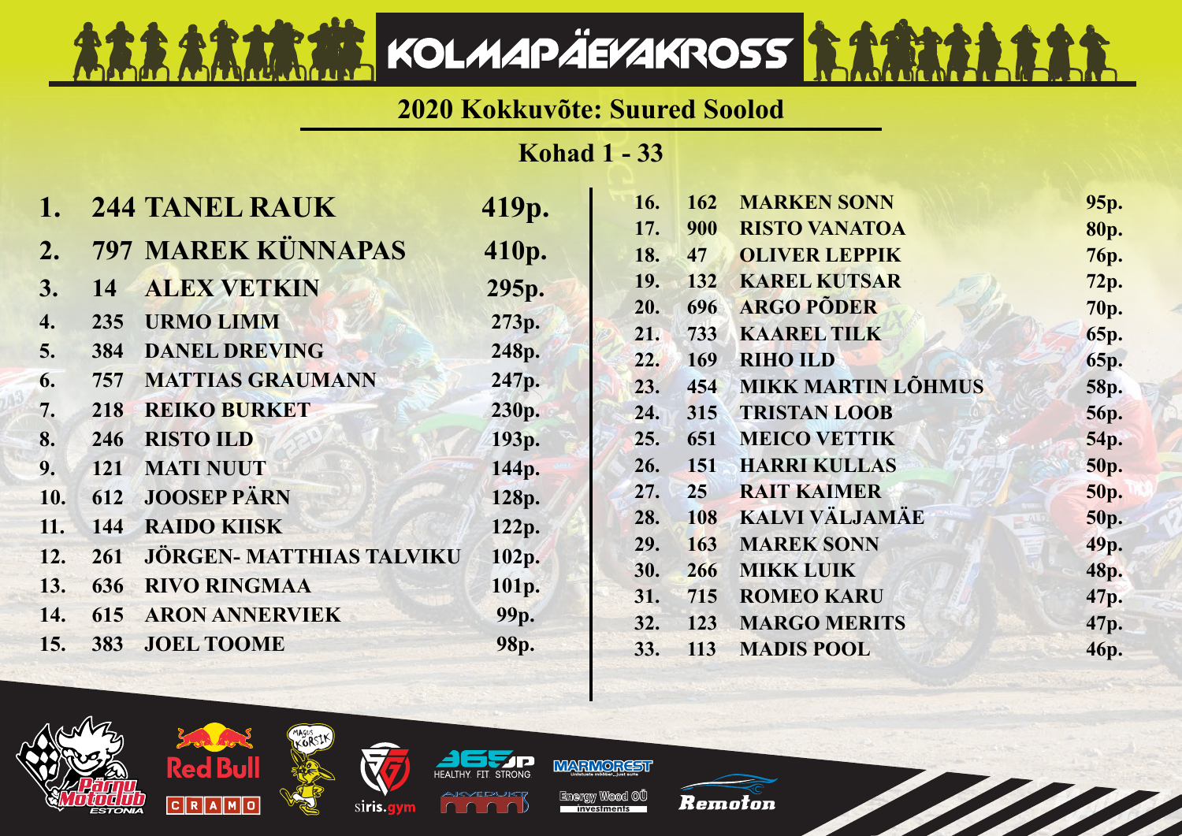# KOLMAPÄEVAKROSS

## 2020 Kokkuvõte: Suured Soolod

### Kohad 1 - 33

| Koht | Nr | Nimi | Punktid |
|---|---|---|---|
| 1. | 244 | TANEL RAUK | 419p. |
| 2. | 797 | MAREK KÜNNAPAS | 410p. |
| 3. | 14 | ALEX VETKIN | 295p. |
| 4. | 235 | URMO LIMM | 273p. |
| 5. | 384 | DANEL DREVING | 248p. |
| 6. | 757 | MATTIAS GRAUMANN | 247p. |
| 7. | 218 | REIKO BURKET | 230p. |
| 8. | 246 | RISTO ILD | 193p. |
| 9. | 121 | MATI NUUT | 144p. |
| 10. | 612 | JOOSEP PÄRN | 128p. |
| 11. | 144 | RAIDO KIISK | 122p. |
| 12. | 261 | JÖRGEN- MATTHIAS TALVIKU | 102p. |
| 13. | 636 | RIVO RINGMAA | 101p. |
| 14. | 615 | ARON ANNERVIEK | 99p. |
| 15. | 383 | JOEL TOOME | 98p. |
| 16. | 162 | MARKEN SONN | 95p. |
| 17. | 900 | RISTO VANATOA | 80p. |
| 18. | 47 | OLIVER LEPPIK | 76p. |
| 19. | 132 | KAREL KUTSAR | 72p. |
| 20. | 696 | ARGO PÕDER | 70p. |
| 21. | 733 | KAAREL TILK | 65p. |
| 22. | 169 | RIHO ILD | 65p. |
| 23. | 454 | MIKK MARTIN LÕHMUS | 58p. |
| 24. | 315 | TRISTAN LOOB | 56p. |
| 25. | 651 | MEICO VETTIK | 54p. |
| 26. | 151 | HARRI KULLAS | 50p. |
| 27. | 25 | RAIT KAIMER | 50p. |
| 28. | 108 | KALVI VÄLJAMÄE | 50p. |
| 29. | 163 | MAREK SONN | 49p. |
| 30. | 266 | MIKK LUIK | 48p. |
| 31. | 715 | ROMEO KARU | 47p. |
| 32. | 123 | MARGO MERITS | 47p. |
| 33. | 113 | MADIS POOL | 46p. |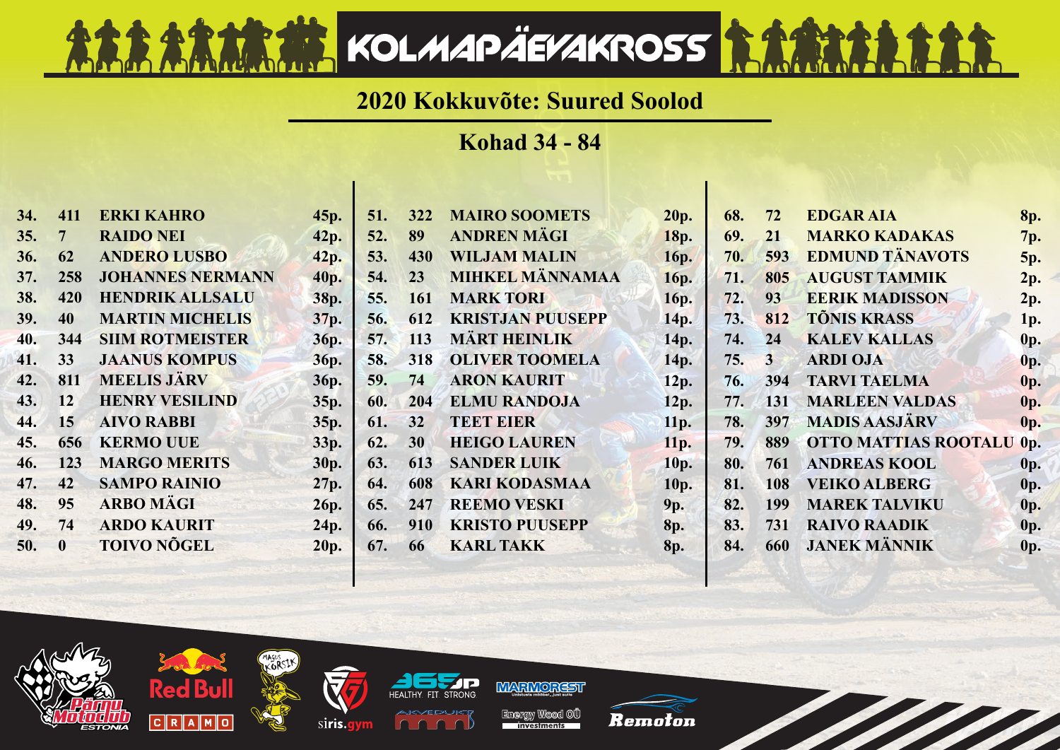# KOLMAPÄEVAKROSS

## 2020 Kokkuvõte: Suured Soolod

## Kohad 34 - 84

| | | | |
|---|---|---|---|
| 34. | 411 | ERKI KAHRO | 45p. |
| 35. | 7 | RAIDO NEI | 42p. |
| 36. | 62 | ANDERO LUSBO | 42p. |
| 37. | 258 | JOHANNES NERMANN | 40p. |
| 38. | 420 | HENDRIK ALLSALU | 38p. |
| 39. | 40 | MARTIN MICHELIS | 37p. |
| 40. | 344 | SIIM ROTMEISTER | 36p. |
| 41. | 33 | JAANUS KOMPUS | 36p. |
| 42. | 811 | MEELIS JÄRV | 36p. |
| 43. | 12 | HENRY VESILIND | 35p. |
| 44. | 15 | AIVO RABBI | 35p. |
| 45. | 656 | KERMO UUE | 33p. |
| 46. | 123 | MARGO MERITS | 30p. |
| 47. | 42 | SAMPO RAINIO | 27p. |
| 48. | 95 | ARBO MÄGI | 26p. |
| 49. | 74 | ARDO KAURIT | 24p. |
| 50. | 0 | TOIVO NÕGEL | 20p. |
| 51. | 322 | MAIRO SOOMETS | 20p. |
| 52. | 89 | ANDREN MÄGI | 18p. |
| 53. | 430 | WILJAM MALIN | 16p. |
| 54. | 23 | MIHKEL MÄNNAMAA | 16p. |
| 55. | 161 | MARK TORI | 16p. |
| 56. | 612 | KRISTJAN PUUSEPP | 14p. |
| 57. | 113 | MÄRT HEINLIK | 14p. |
| 58. | 318 | OLIVER TOOMELA | 14p. |
| 59. | 74 | ARON KAURIT | 12p. |
| 60. | 204 | ELMU RANDOJA | 12p. |
| 61. | 32 | TEET EIER | 11p. |
| 62. | 30 | HEIGO LAUREN | 11p. |
| 63. | 613 | SANDER LUIK | 10p. |
| 64. | 608 | KARI KODASMAA | 10p. |
| 65. | 247 | REEMO VESKI | 9p. |
| 66. | 910 | KRISTO PUUSEPP | 8p. |
| 67. | 66 | KARL TAKK | 8p. |
| 68. | 72 | EDGAR AIA | 8p. |
| 69. | 21 | MARKO KADAKAS | 7p. |
| 70. | 593 | EDMUND TÄNAVOTS | 5p. |
| 71. | 805 | AUGUST TAMMIK | 2p. |
| 72. | 93 | EERIK MADISSON | 2p. |
| 73. | 812 | TÕNIS KRASS | 1p. |
| 74. | 24 | KALEV KALLAS | 0p. |
| 75. | 3 | ARDI OJA | 0p. |
| 76. | 394 | TARVI TAELMA | 0p. |
| 77. | 131 | MARLEEN VALDAS | 0p. |
| 78. | 397 | MADIS AASJÄRV | 0p. |
| 79. | 889 | OTTO MATTIAS ROOTALU | 0p. |
| 80. | 761 | ANDREAS KOOL | 0p. |
| 81. | 108 | VEIKO ALBERG | 0p. |
| 82. | 199 | MAREK TALVIKU | 0p. |
| 83. | 731 | RAIVO RAADIK | 0p. |
| 84. | 660 | JANEK MÄNNIK | 0p. |

Pärnu Motoclub Estonia · Red Bull · CRAMO · Magus Kõrsik · siris.gym · 365P Healthy Fit Strong · Marmorest · Energy Wood OÜ Investments · Remoton